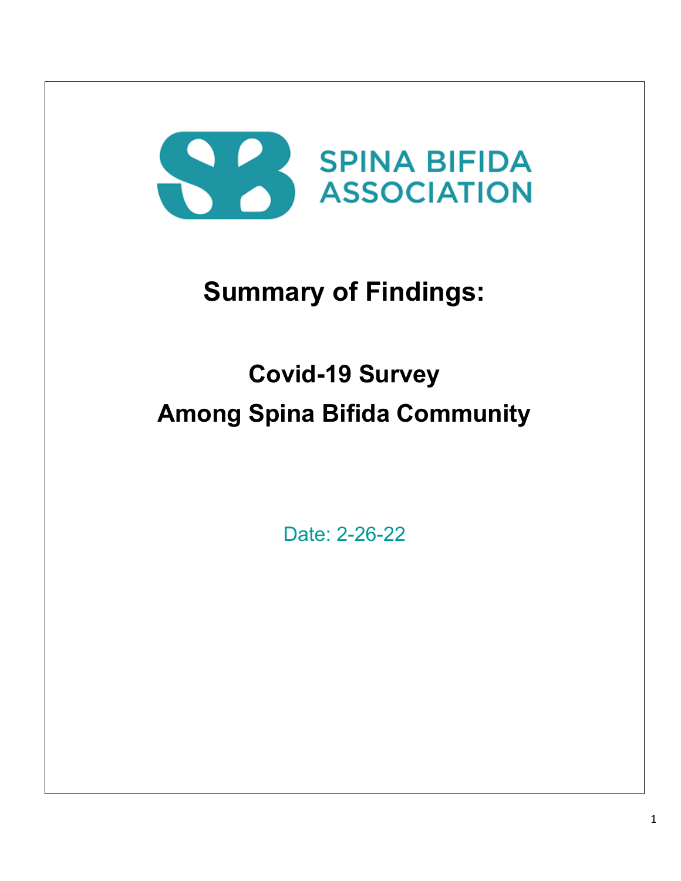SPINA BIFIDA ASSOCIATION

# Summary of Findings:

## Covid-19 Survey Among Spina Bifida Community

Date: 2-26-22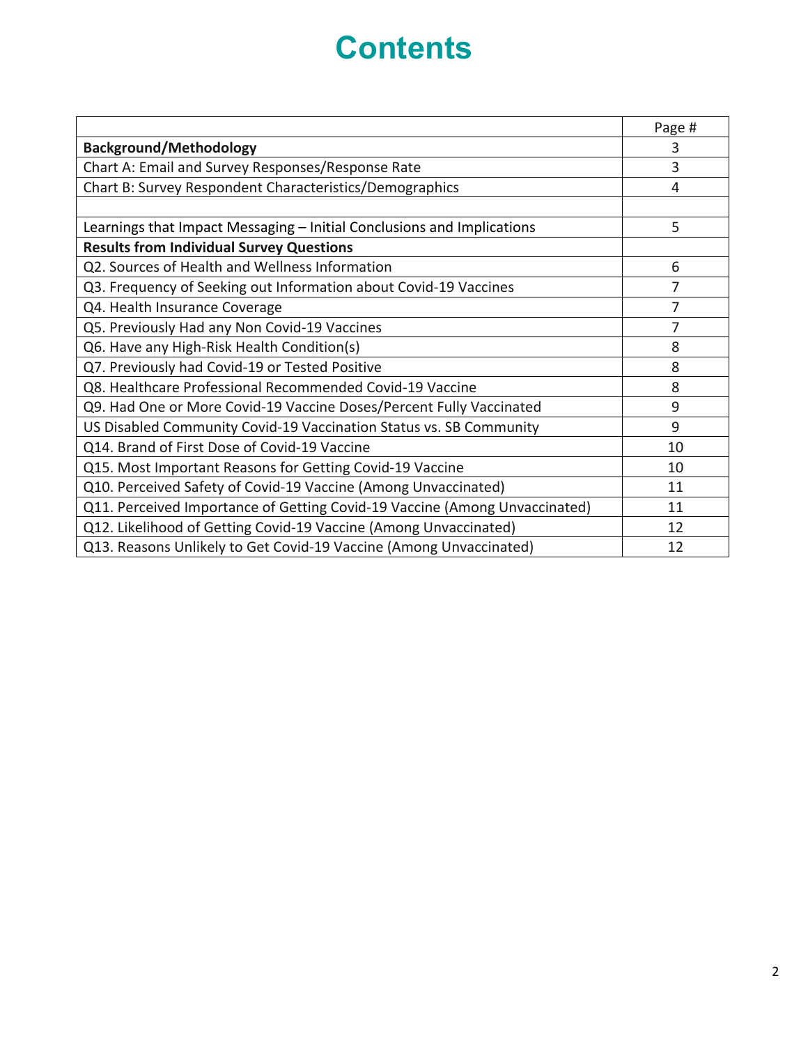# Contents

| | Page # |
|---|---|
| **Background/Methodology** | 3 |
| Chart A: Email and Survey Responses/Response Rate | 3 |
| Chart B: Survey Respondent Characteristics/Demographics | 4 |
| | |
| Learnings that Impact Messaging – Initial Conclusions and Implications | 5 |
| **Results from Individual Survey Questions** | |
| Q2. Sources of Health and Wellness Information | 6 |
| Q3. Frequency of Seeking out Information about Covid-19 Vaccines | 7 |
| Q4. Health Insurance Coverage | 7 |
| Q5. Previously Had any Non Covid-19 Vaccines | 7 |
| Q6. Have any High-Risk Health Condition(s) | 8 |
| Q7. Previously had Covid-19 or Tested Positive | 8 |
| Q8. Healthcare Professional Recommended Covid-19 Vaccine | 8 |
| Q9. Had One or More Covid-19 Vaccine Doses/Percent Fully Vaccinated | 9 |
| US Disabled Community Covid-19 Vaccination Status vs. SB Community | 9 |
| Q14. Brand of First Dose of Covid-19 Vaccine | 10 |
| Q15. Most Important Reasons for Getting Covid-19 Vaccine | 10 |
| Q10. Perceived Safety of Covid-19 Vaccine (Among Unvaccinated) | 11 |
| Q11. Perceived Importance of Getting Covid-19 Vaccine (Among Unvaccinated) | 11 |
| Q12. Likelihood of Getting Covid-19 Vaccine (Among Unvaccinated) | 12 |
| Q13. Reasons Unlikely to Get Covid-19 Vaccine (Among Unvaccinated) | 12 |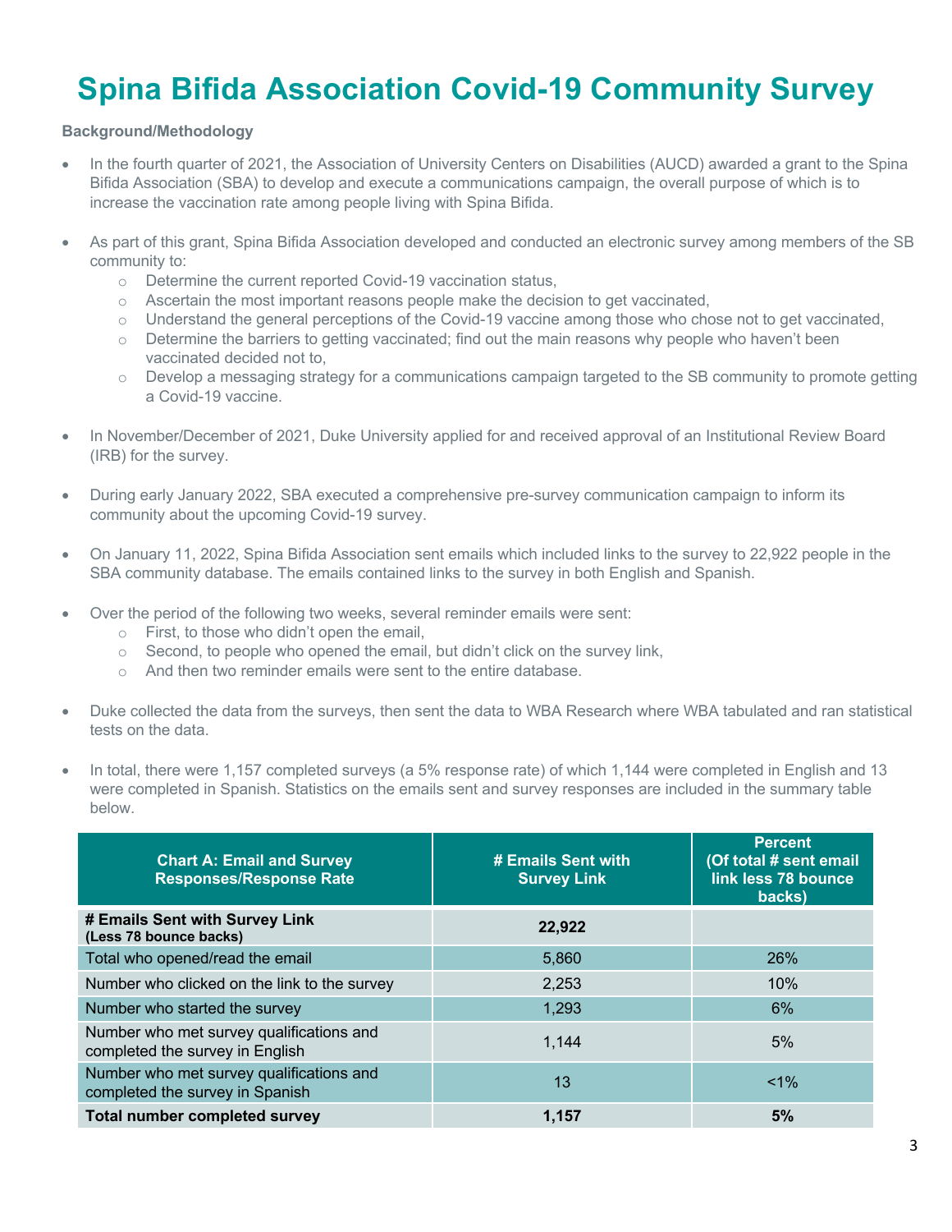# Spina Bifida Association Covid-19 Community Survey

**Background/Methodology**

- In the fourth quarter of 2021, the Association of University Centers on Disabilities (AUCD) awarded a grant to the Spina Bifida Association (SBA) to develop and execute a communications campaign, the overall purpose of which is to increase the vaccination rate among people living with Spina Bifida.

- As part of this grant, Spina Bifida Association developed and conducted an electronic survey among members of the SB community to:
  - Determine the current reported Covid-19 vaccination status,
  - Ascertain the most important reasons people make the decision to get vaccinated,
  - Understand the general perceptions of the Covid-19 vaccine among those who chose not to get vaccinated,
  - Determine the barriers to getting vaccinated; find out the main reasons why people who haven't been vaccinated decided not to,
  - Develop a messaging strategy for a communications campaign targeted to the SB community to promote getting a Covid-19 vaccine.

- In November/December of 2021, Duke University applied for and received approval of an Institutional Review Board (IRB) for the survey.

- During early January 2022, SBA executed a comprehensive pre-survey communication campaign to inform its community about the upcoming Covid-19 survey.

- On January 11, 2022, Spina Bifida Association sent emails which included links to the survey to 22,922 people in the SBA community database. The emails contained links to the survey in both English and Spanish.

- Over the period of the following two weeks, several reminder emails were sent:
  - First, to those who didn't open the email,
  - Second, to people who opened the email, but didn't click on the survey link,
  - And then two reminder emails were sent to the entire database.

- Duke collected the data from the surveys, then sent the data to WBA Research where WBA tabulated and ran statistical tests on the data.

- In total, there were 1,157 completed surveys (a 5% response rate) of which 1,144 were completed in English and 13 were completed in Spanish. Statistics on the emails sent and survey responses are included in the summary table below.

| Chart A: Email and Survey Responses/Response Rate | # Emails Sent with Survey Link | Percent (Of total # sent email link less 78 bounce backs) |
|---|---|---|
| **# Emails Sent with Survey Link (Less 78 bounce backs)** | **22,922** | |
| Total who opened/read the email | 5,860 | 26% |
| Number who clicked on the link to the survey | 2,253 | 10% |
| Number who started the survey | 1,293 | 6% |
| Number who met survey qualifications and completed the survey in English | 1,144 | 5% |
| Number who met survey qualifications and completed the survey in Spanish | 13 | <1% |
| **Total number completed survey** | **1,157** | **5%** |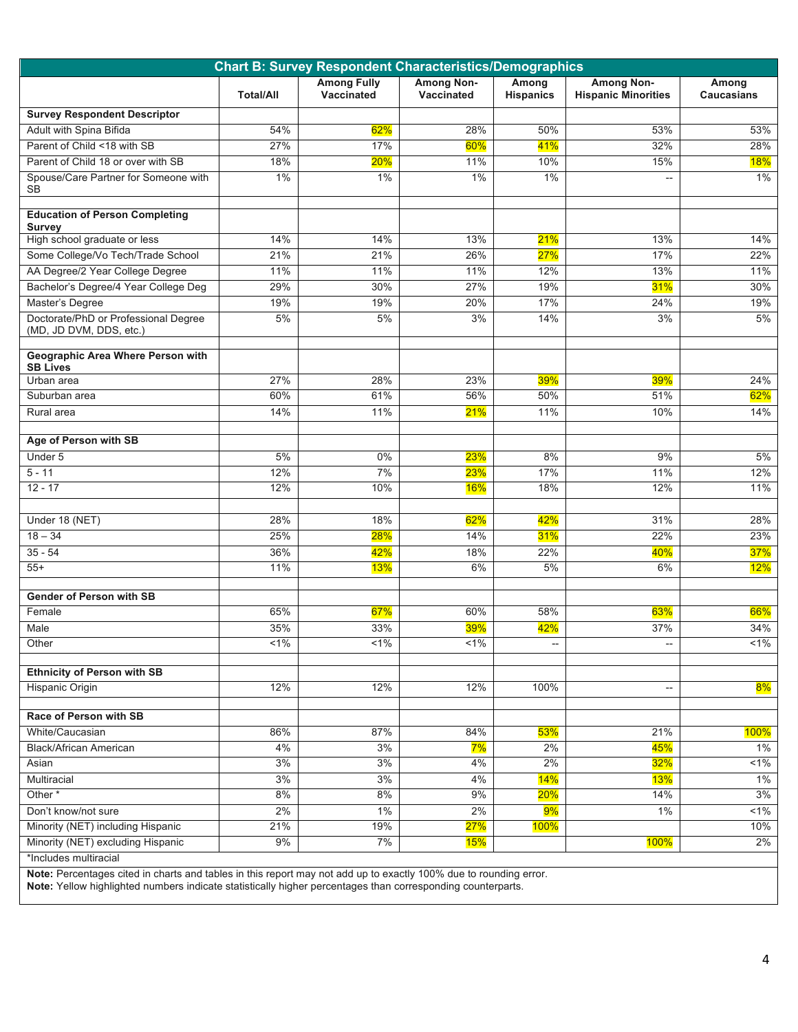| Chart B: Survey Respondent Characteristics/Demographics | | | | | | |
|---|---|---|---|---|---|---|
| | Total/All | Among Fully Vaccinated | Among Non-Vaccinated | Among Hispanics | Among Non-Hispanic Minorities | Among Caucasians |
| **Survey Respondent Descriptor** | | | | | | |
| Adult with Spina Bifida | 54% | 62% | 28% | 50% | 53% | 53% |
| Parent of Child <18 with SB | 27% | 17% | 60% | 41% | 32% | 28% |
| Parent of Child 18 or over with SB | 18% | 20% | 11% | 10% | 15% | 18% |
| Spouse/Care Partner for Someone with SB | 1% | 1% | 1% | 1% | -- | 1% |
| | | | | | | |
| **Education of Person Completing Survey** | | | | | | |
| High school graduate or less | 14% | 14% | 13% | 21% | 13% | 14% |
| Some College/Vo Tech/Trade School | 21% | 21% | 26% | 27% | 17% | 22% |
| AA Degree/2 Year College Degree | 11% | 11% | 11% | 12% | 13% | 11% |
| Bachelor's Degree/4 Year College Deg | 29% | 30% | 27% | 19% | 31% | 30% |
| Master's Degree | 19% | 19% | 20% | 17% | 24% | 19% |
| Doctorate/PhD or Professional Degree (MD, JD DVM, DDS, etc.) | 5% | 5% | 3% | 14% | 3% | 5% |
| | | | | | | |
| **Geographic Area Where Person with SB Lives** | | | | | | |
| Urban area | 27% | 28% | 23% | 39% | 39% | 24% |
| Suburban area | 60% | 61% | 56% | 50% | 51% | 62% |
| Rural area | 14% | 11% | 21% | 11% | 10% | 14% |
| | | | | | | |
| **Age of Person with SB** | | | | | | |
| Under 5 | 5% | 0% | 23% | 8% | 9% | 5% |
| 5 - 11 | 12% | 7% | 23% | 17% | 11% | 12% |
| 12 - 17 | 12% | 10% | 16% | 18% | 12% | 11% |
| | | | | | | |
| Under 18 (NET) | 28% | 18% | 62% | 42% | 31% | 28% |
| 18 – 34 | 25% | 28% | 14% | 31% | 22% | 23% |
| 35 - 54 | 36% | 42% | 18% | 22% | 40% | 37% |
| 55+ | 11% | 13% | 6% | 5% | 6% | 12% |
| | | | | | | |
| **Gender of Person with SB** | | | | | | |
| Female | 65% | 67% | 60% | 58% | 63% | 66% |
| Male | 35% | 33% | 39% | 42% | 37% | 34% |
| Other | <1% | <1% | <1% | -- | -- | <1% |
| | | | | | | |
| **Ethnicity of Person with SB** | | | | | | |
| Hispanic Origin | 12% | 12% | 12% | 100% | -- | 8% |
| | | | | | | |
| **Race of Person with SB** | | | | | | |
| White/Caucasian | 86% | 87% | 84% | 53% | 21% | 100% |
| Black/African American | 4% | 3% | 7% | 2% | 45% | 1% |
| Asian | 3% | 3% | 4% | 2% | 32% | <1% |
| Multiracial | 3% | 3% | 4% | 14% | 13% | 1% |
| Other * | 8% | 8% | 9% | 20% | 14% | 3% |
| Don't know/not sure | 2% | 1% | 2% | 9% | 1% | <1% |
| Minority (NET) including Hispanic | 21% | 19% | 27% | 100% | | 10% |
| Minority (NET) excluding Hispanic | 9% | 7% | 15% | | 100% | 2% |

*Includes multiracial

**Note:** Percentages cited in charts and tables in this report may not add up to exactly 100% due to rounding error.
**Note:** Yellow highlighted numbers indicate statistically higher percentages than corresponding counterparts.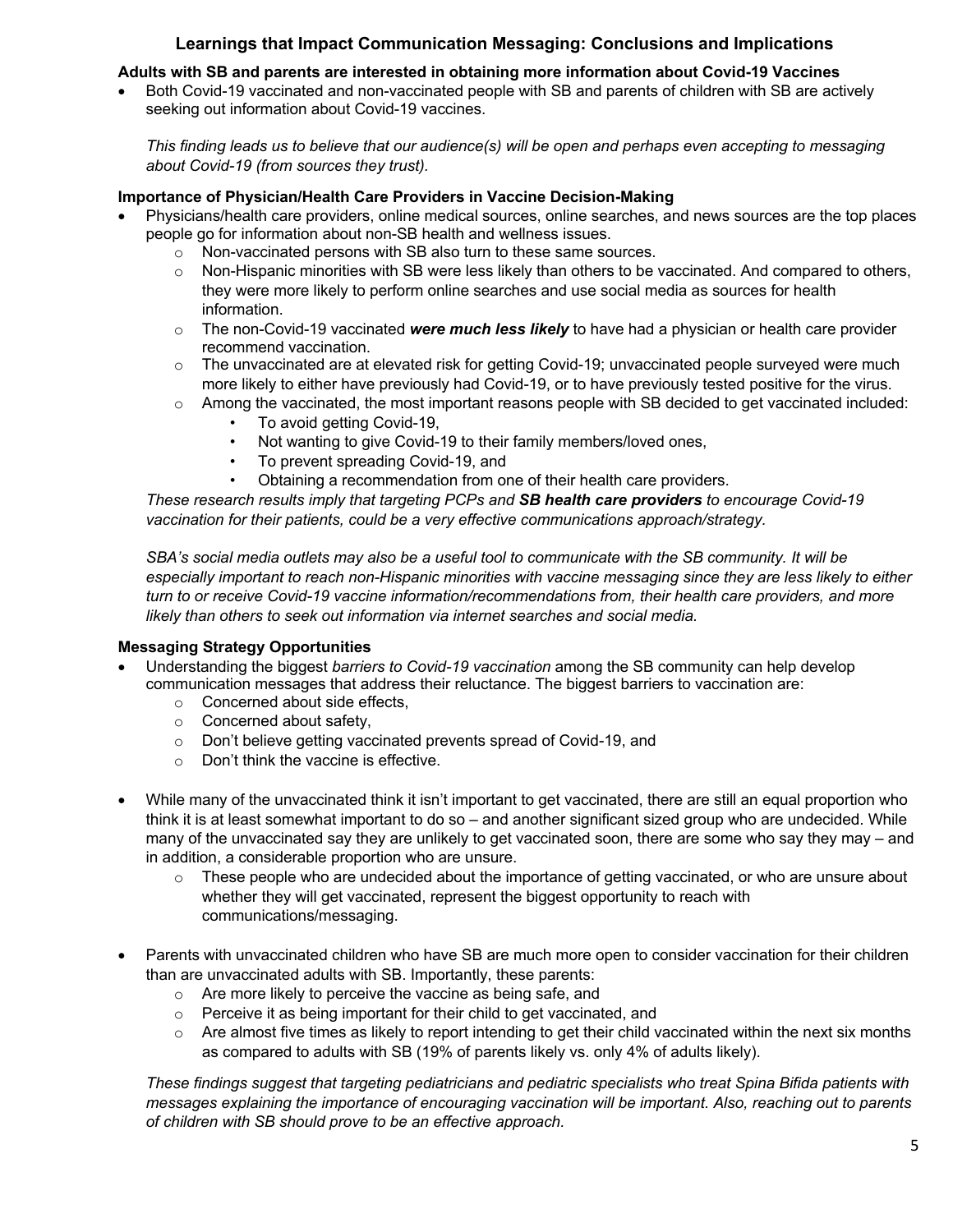## Learnings that Impact Communication Messaging: Conclusions and Implications

**Adults with SB and parents are interested in obtaining more information about Covid-19 Vaccines**

- Both Covid-19 vaccinated and non-vaccinated people with SB and parents of children with SB are actively seeking out information about Covid-19 vaccines.

  *This finding leads us to believe that our audience(s) will be open and perhaps even accepting to messaging about Covid-19 (from sources they trust).*

**Importance of Physician/Health Care Providers in Vaccine Decision-Making**

- Physicians/health care providers, online medical sources, online searches, and news sources are the top places people go for information about non-SB health and wellness issues.
  - Non-vaccinated persons with SB also turn to these same sources.
  - Non-Hispanic minorities with SB were less likely than others to be vaccinated. And compared to others, they were more likely to perform online searches and use social media as sources for health information.
  - The non-Covid-19 vaccinated ***were much less likely*** to have had a physician or health care provider recommend vaccination.
  - The unvaccinated are at elevated risk for getting Covid-19; unvaccinated people surveyed were much more likely to either have previously had Covid-19, or to have previously tested positive for the virus.
  - Among the vaccinated, the most important reasons people with SB decided to get vaccinated included:
    - To avoid getting Covid-19,
    - Not wanting to give Covid-19 to their family members/loved ones,
    - To prevent spreading Covid-19, and
    - Obtaining a recommendation from one of their health care providers.

  *These research results imply that targeting PCPs and* ***SB health care providers*** *to encourage Covid-19 vaccination for their patients, could be a very effective communications approach/strategy.*

  *SBA's social media outlets may also be a useful tool to communicate with the SB community. It will be especially important to reach non-Hispanic minorities with vaccine messaging since they are less likely to either turn to or receive Covid-19 vaccine information/recommendations from, their health care providers, and more likely than others to seek out information via internet searches and social media.*

**Messaging Strategy Opportunities**

- Understanding the biggest *barriers to Covid-19 vaccination* among the SB community can help develop communication messages that address their reluctance. The biggest barriers to vaccination are:
  - Concerned about side effects,
  - Concerned about safety,
  - Don't believe getting vaccinated prevents spread of Covid-19, and
  - Don't think the vaccine is effective.

- While many of the unvaccinated think it isn't important to get vaccinated, there are still an equal proportion who think it is at least somewhat important to do so – and another significant sized group who are undecided. While many of the unvaccinated say they are unlikely to get vaccinated soon, there are some who say they may – and in addition, a considerable proportion who are unsure.
  - These people who are undecided about the importance of getting vaccinated, or who are unsure about whether they will get vaccinated, represent the biggest opportunity to reach with communications/messaging.

- Parents with unvaccinated children who have SB are much more open to consider vaccination for their children than are unvaccinated adults with SB. Importantly, these parents:
  - Are more likely to perceive the vaccine as being safe, and
  - Perceive it as being important for their child to get vaccinated, and
  - Are almost five times as likely to report intending to get their child vaccinated within the next six months as compared to adults with SB (19% of parents likely vs. only 4% of adults likely).

  *These findings suggest that targeting pediatricians and pediatric specialists who treat Spina Bifida patients with messages explaining the importance of encouraging vaccination will be important. Also, reaching out to parents of children with SB should prove to be an effective approach.*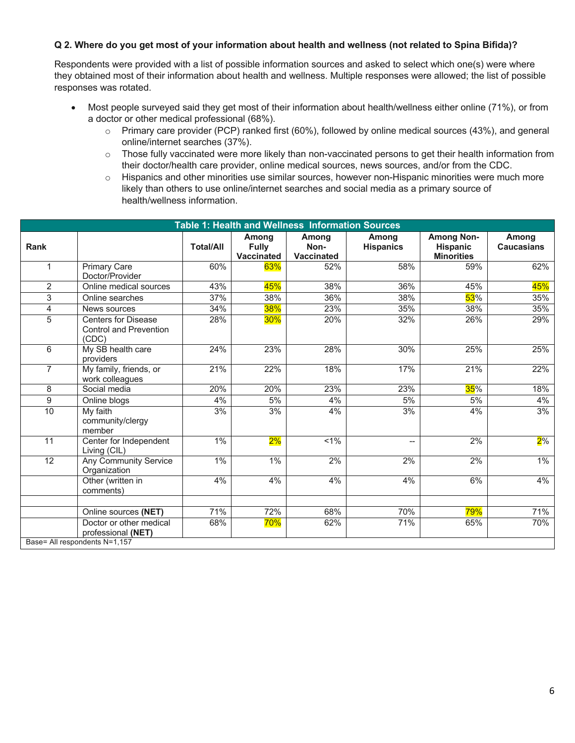**Q 2. Where do you get most of your information about health and wellness (not related to Spina Bifida)?**

Respondents were provided with a list of possible information sources and asked to select which one(s) were where they obtained most of their information about health and wellness. Multiple responses were allowed; the list of possible responses was rotated.

- Most people surveyed said they get most of their information about health/wellness either online (71%), or from a doctor or other medical professional (68%).
  - Primary care provider (PCP) ranked first (60%), followed by online medical sources (43%), and general online/internet searches (37%).
  - Those fully vaccinated were more likely than non-vaccinated persons to get their health information from their doctor/health care provider, online medical sources, news sources, and/or from the CDC.
  - Hispanics and other minorities use similar sources, however non-Hispanic minorities were much more likely than others to use online/internet searches and social media as a primary source of health/wellness information.

**Table 1: Health and Wellness Information Sources**

| Rank | | Total/All | Among Fully Vaccinated | Among Non-Vaccinated | Among Hispanics | Among Non-Hispanic Minorities | Among Caucasians |
|---|---|---|---|---|---|---|---|
| 1 | Primary Care Doctor/Provider | 60% | 63% | 52% | 58% | 59% | 62% |
| 2 | Online medical sources | 43% | 45% | 38% | 36% | 45% | 45% |
| 3 | Online searches | 37% | 38% | 36% | 38% | 53% | 35% |
| 4 | News sources | 34% | 38% | 23% | 35% | 38% | 35% |
| 5 | Centers for Disease Control and Prevention (CDC) | 28% | 30% | 20% | 32% | 26% | 29% |
| 6 | My SB health care providers | 24% | 23% | 28% | 30% | 25% | 25% |
| 7 | My family, friends, or work colleagues | 21% | 22% | 18% | 17% | 21% | 22% |
| 8 | Social media | 20% | 20% | 23% | 23% | 35% | 18% |
| 9 | Online blogs | 4% | 5% | 4% | 5% | 5% | 4% |
| 10 | My faith community/clergy member | 3% | 3% | 4% | 3% | 4% | 3% |
| 11 | Center for Independent Living (CIL) | 1% | 2% | <1% | -- | 2% | 2% |
| 12 | Any Community Service Organization | 1% | 1% | 2% | 2% | 2% | 1% |
| | Other (written in comments) | 4% | 4% | 4% | 4% | 6% | 4% |
| | | | | | | | |
| | Online sources **(NET)** | 71% | 72% | 68% | 70% | 79% | 71% |
| | Doctor or other medical professional **(NET)** | 68% | 70% | 62% | 71% | 65% | 70% |

Base= All respondents N=1,157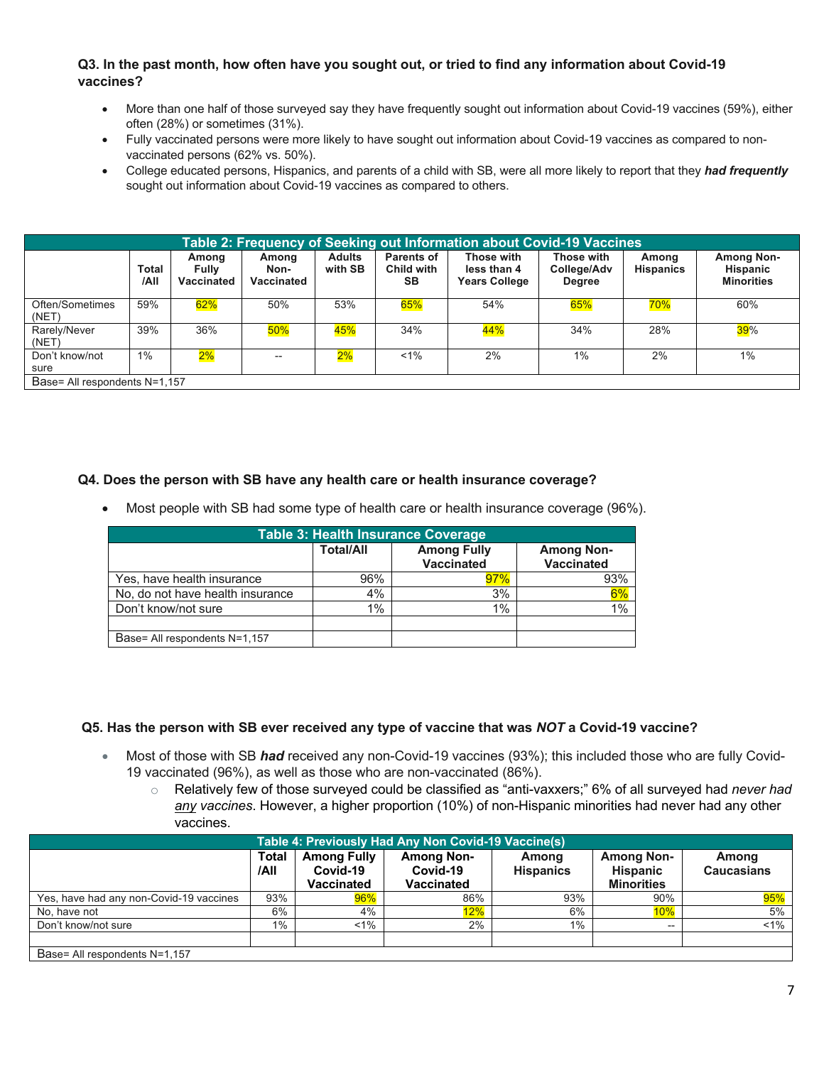**Q3. In the past month, how often have you sought out, or tried to find any information about Covid-19 vaccines?**

- More than one half of those surveyed say they have frequently sought out information about Covid-19 vaccines (59%), either often (28%) or sometimes (31%).
- Fully vaccinated persons were more likely to have sought out information about Covid-19 vaccines as compared to non-vaccinated persons (62% vs. 50%).
- College educated persons, Hispanics, and parents of a child with SB, were all more likely to report that they ***had frequently*** sought out information about Covid-19 vaccines as compared to others.

**Table 2: Frequency of Seeking out Information about Covid-19 Vaccines**

| | Total /All | Among Fully Vaccinated | Among Non-Vaccinated | Adults with SB | Parents of Child with SB | Those with less than 4 Years College | Those with College/Adv Degree | Among Hispanics | Among Non-Hispanic Minorities |
|---|---|---|---|---|---|---|---|---|---|
| Often/Sometimes (NET) | 59% | 62% | 50% | 53% | 65% | 54% | 65% | 70% | 60% |
| Rarely/Never (NET) | 39% | 36% | 50% | 45% | 34% | 44% | 34% | 28% | 39% |
| Don't know/not sure | 1% | 2% | -- | 2% | <1% | 2% | 1% | 2% | 1% |
| Base= All respondents N=1,157 | | | | | | | | | |

**Q4. Does the person with SB have any health care or health insurance coverage?**

- Most people with SB had some type of health care or health insurance coverage (96%).

**Table 3: Health Insurance Coverage**

| | Total/All | Among Fully Vaccinated | Among Non-Vaccinated |
|---|---|---|---|
| Yes, have health insurance | 96% | 97% | 93% |
| No, do not have health insurance | 4% | 3% | 6% |
| Don't know/not sure | 1% | 1% | 1% |
| | | | |
| Base= All respondents N=1,157 | | | |

**Q5. Has the person with SB ever received any type of vaccine that was *NOT* a Covid-19 vaccine?**

- Most of those with SB ***had*** received any non-Covid-19 vaccines (93%); this included those who are fully Covid-19 vaccinated (96%), as well as those who are non-vaccinated (86%).
  - Relatively few of those surveyed could be classified as "anti-vaxxers;" 6% of all surveyed had *never had any vaccines*. However, a higher proportion (10%) of non-Hispanic minorities had never had any other vaccines.

**Table 4: Previously Had Any Non Covid-19 Vaccine(s)**

| | Total /All | Among Fully Covid-19 Vaccinated | Among Non-Covid-19 Vaccinated | Among Hispanics | Among Non-Hispanic Minorities | Among Caucasians |
|---|---|---|---|---|---|---|
| Yes, have had any non-Covid-19 vaccines | 93% | 96% | 86% | 93% | 90% | 95% |
| No, have not | 6% | 4% | 12% | 6% | 10% | 5% |
| Don't know/not sure | 1% | <1% | 2% | 1% | -- | <1% |
| | | | | | | |
| Base= All respondents N=1,157 | | | | | | |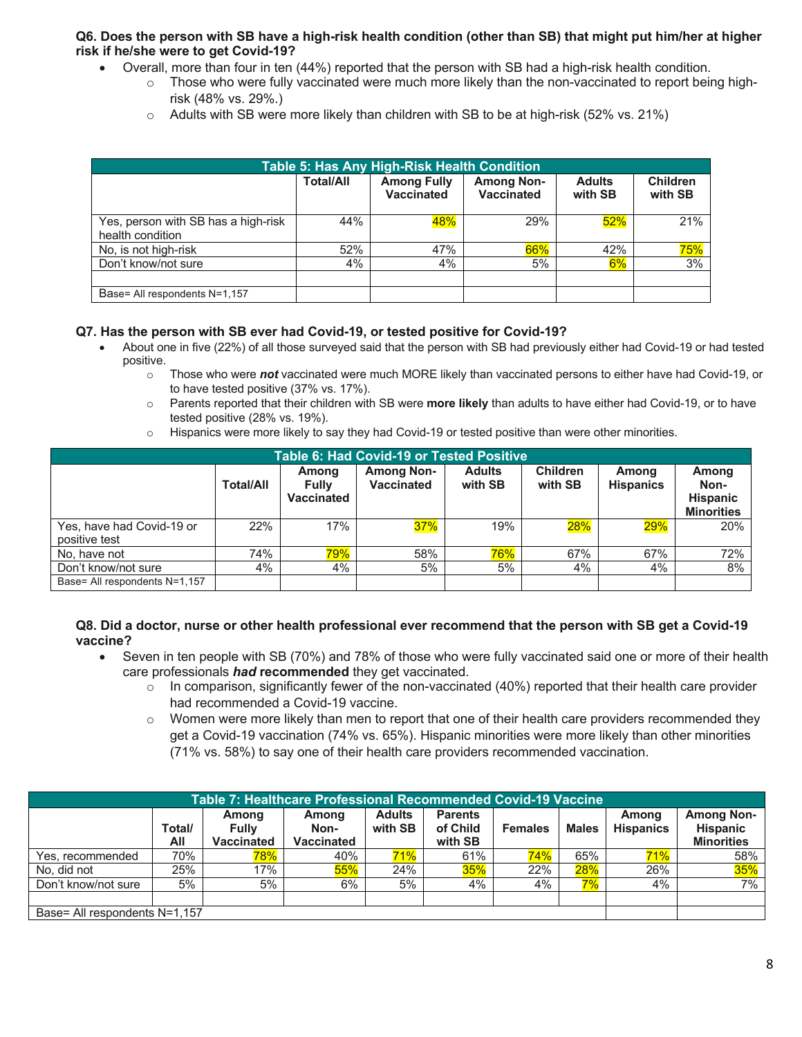**Q6. Does the person with SB have a high-risk health condition (other than SB) that might put him/her at higher risk if he/she were to get Covid-19?**

- Overall, more than four in ten (44%) reported that the person with SB had a high-risk health condition.
  - Those who were fully vaccinated were much more likely than the non-vaccinated to report being high-risk (48% vs. 29%.)
  - Adults with SB were more likely than children with SB to be at high-risk (52% vs. 21%)

| Table 5: Has Any High-Risk Health Condition | | | | | |
|---|---|---|---|---|---|
| | Total/All | Among Fully Vaccinated | Among Non-Vaccinated | Adults with SB | Children with SB |
| Yes, person with SB has a high-risk health condition | 44% | 48% | 29% | 52% | 21% |
| No, is not high-risk | 52% | 47% | 66% | 42% | 75% |
| Don't know/not sure | 4% | 4% | 5% | 6% | 3% |
| | | | | | |
| Base= All respondents N=1,157 | | | | | |

**Q7. Has the person with SB ever had Covid-19, or tested positive for Covid-19?**

- About one in five (22%) of all those surveyed said that the person with SB had previously either had Covid-19 or had tested positive.
  - Those who were ***not*** vaccinated were much MORE likely than vaccinated persons to either have had Covid-19, or to have tested positive (37% vs. 17%).
  - Parents reported that their children with SB were **more likely** than adults to have either had Covid-19, or to have tested positive (28% vs. 19%).
  - Hispanics were more likely to say they had Covid-19 or tested positive than were other minorities.

| Table 6: Had Covid-19 or Tested Positive | | | | | | | |
|---|---|---|---|---|---|---|---|
| | Total/All | Among Fully Vaccinated | Among Non-Vaccinated | Adults with SB | Children with SB | Among Hispanics | Among Non-Hispanic Minorities |
| Yes, have had Covid-19 or positive test | 22% | 17% | 37% | 19% | 28% | 29% | 20% |
| No, have not | 74% | 79% | 58% | 76% | 67% | 67% | 72% |
| Don't know/not sure | 4% | 4% | 5% | 5% | 4% | 4% | 8% |
| Base= All respondents N=1,157 | | | | | | | |

**Q8. Did a doctor, nurse or other health professional ever recommend that the person with SB get a Covid-19 vaccine?**

- Seven in ten people with SB (70%) and 78% of those who were fully vaccinated said one or more of their health care professionals ***had*** **recommended** they get vaccinated.
  - In comparison, significantly fewer of the non-vaccinated (40%) reported that their health care provider had recommended a Covid-19 vaccine.
  - Women were more likely than men to report that one of their health care providers recommended they get a Covid-19 vaccination (74% vs. 65%). Hispanic minorities were more likely than other minorities (71% vs. 58%) to say one of their health care providers recommended vaccination.

| Table 7: Healthcare Professional Recommended Covid-19 Vaccine | | | | | | | | | |
|---|---|---|---|---|---|---|---|---|---|
| | Total/ All | Among Fully Vaccinated | Among Non-Vaccinated | Adults with SB | Parents of Child with SB | Females | Males | Among Hispanics | Among Non-Hispanic Minorities |
| Yes, recommended | 70% | 78% | 40% | 71% | 61% | 74% | 65% | 71% | 58% |
| No, did not | 25% | 17% | 55% | 24% | 35% | 22% | 28% | 26% | 35% |
| Don't know/not sure | 5% | 5% | 6% | 5% | 4% | 4% | 7% | 4% | 7% |
| | | | | | | | | | |
| Base= All respondents N=1,157 | | | | | | | | | |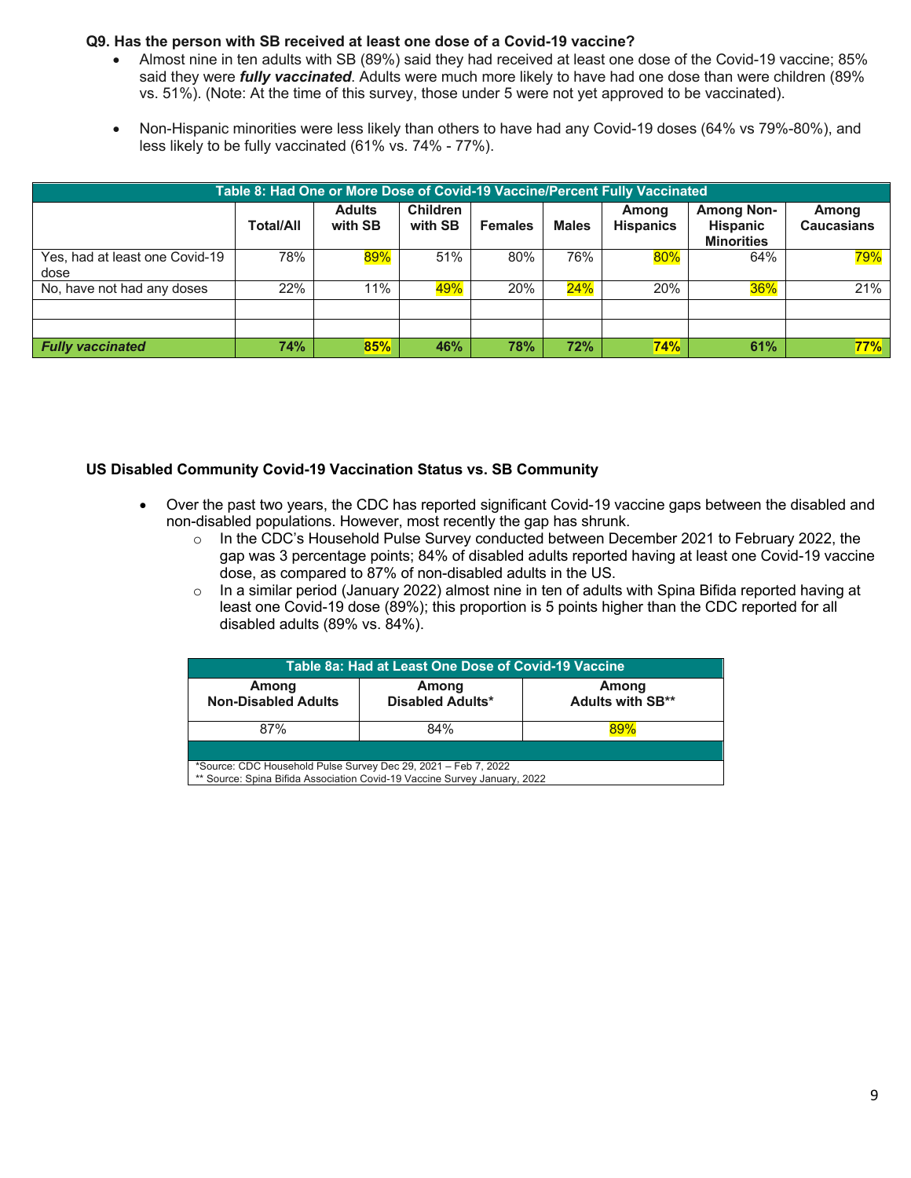**Q9. Has the person with SB received at least one dose of a Covid-19 vaccine?**

- Almost nine in ten adults with SB (89%) said they had received at least one dose of the Covid-19 vaccine; 85% said they were ***fully vaccinated***. Adults were much more likely to have had one dose than were children (89% vs. 51%). (Note: At the time of this survey, those under 5 were not yet approved to be vaccinated).

- Non-Hispanic minorities were less likely than others to have had any Covid-19 doses (64% vs 79%-80%), and less likely to be fully vaccinated (61% vs. 74% - 77%).

| Table 8: Had One or More Dose of Covid-19 Vaccine/Percent Fully Vaccinated | | | | | | | | |
|---|---|---|---|---|---|---|---|---|
| | **Total/All** | **Adults with SB** | **Children with SB** | **Females** | **Males** | **Among Hispanics** | **Among Non-Hispanic Minorities** | **Among Caucasians** |
| Yes, had at least one Covid-19 dose | 78% | 89% | 51% | 80% | 76% | 80% | 64% | 79% |
| No, have not had any doses | 22% | 11% | 49% | 20% | 24% | 20% | 36% | 21% |
| | | | | | | | | |
| | | | | | | | | |
| ***Fully vaccinated*** | **74%** | **85%** | **46%** | **78%** | **72%** | **74%** | **61%** | **77%** |

**US Disabled Community Covid-19 Vaccination Status vs. SB Community**

- Over the past two years, the CDC has reported significant Covid-19 vaccine gaps between the disabled and non-disabled populations. However, most recently the gap has shrunk.
  - In the CDC's Household Pulse Survey conducted between December 2021 to February 2022, the gap was 3 percentage points; 84% of disabled adults reported having at least one Covid-19 vaccine dose, as compared to 87% of non-disabled adults in the US.
  - In a similar period (January 2022) almost nine in ten of adults with Spina Bifida reported having at least one Covid-19 dose (89%); this proportion is 5 points higher than the CDC reported for all disabled adults (89% vs. 84%).

| Table 8a: Had at Least One Dose of Covid-19 Vaccine | | |
|---|---|---|
| **Among Non-Disabled Adults** | **Among Disabled Adults*** | **Among Adults with SB**** |
| 87% | 84% | 89% |

*Source: CDC Household Pulse Survey Dec 29, 2021 – Feb 7, 2022
** Source: Spina Bifida Association Covid-19 Vaccine Survey January, 2022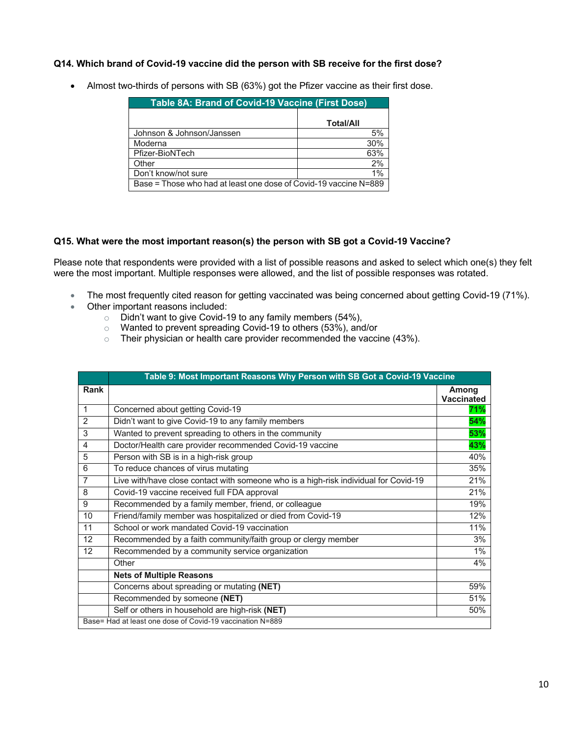**Q14. Which brand of Covid-19 vaccine did the person with SB receive for the first dose?**

- Almost two-thirds of persons with SB (63%) got the Pfizer vaccine as their first dose.

| Table 8A: Brand of Covid-19 Vaccine (First Dose) | |
|---|---|
| | **Total/All** |
| Johnson & Johnson/Janssen | 5% |
| Moderna | 30% |
| Pfizer-BioNTech | 63% |
| Other | 2% |
| Don't know/not sure | 1% |
| Base = Those who had at least one dose of Covid-19 vaccine N=889 | |

**Q15. What were the most important reason(s) the person with SB got a Covid-19 Vaccine?**

Please note that respondents were provided with a list of possible reasons and asked to select which one(s) they felt were the most important. Multiple responses were allowed, and the list of possible responses was rotated.

- The most frequently cited reason for getting vaccinated was being concerned about getting Covid-19 (71%).
- Other important reasons included:
  - Didn't want to give Covid-19 to any family members (54%),
  - Wanted to prevent spreading Covid-19 to others (53%), and/or
  - Their physician or health care provider recommended the vaccine (43%).

| | Table 9: Most Important Reasons Why Person with SB Got a Covid-19 Vaccine | |
|---|---|---|
| **Rank** | | **Among Vaccinated** |
| 1 | Concerned about getting Covid-19 | **71%** |
| 2 | Didn't want to give Covid-19 to any family members | **54%** |
| 3 | Wanted to prevent spreading to others in the community | **53%** |
| 4 | Doctor/Health care provider recommended Covid-19 vaccine | **43%** |
| 5 | Person with SB is in a high-risk group | 40% |
| 6 | To reduce chances of virus mutating | 35% |
| 7 | Live with/have close contact with someone who is a high-risk individual for Covid-19 | 21% |
| 8 | Covid-19 vaccine received full FDA approval | 21% |
| 9 | Recommended by a family member, friend, or colleague | 19% |
| 10 | Friend/family member was hospitalized or died from Covid-19 | 12% |
| 11 | School or work mandated Covid-19 vaccination | 11% |
| 12 | Recommended by a faith community/faith group or clergy member | 3% |
| 12 | Recommended by a community service organization | 1% |
| | Other | 4% |
| | **Nets of Multiple Reasons** | |
| | Concerns about spreading or mutating **(NET)** | 59% |
| | Recommended by someone **(NET)** | 51% |
| | Self or others in household are high-risk **(NET)** | 50% |
| Base= Had at least one dose of Covid-19 vaccination N=889 | | |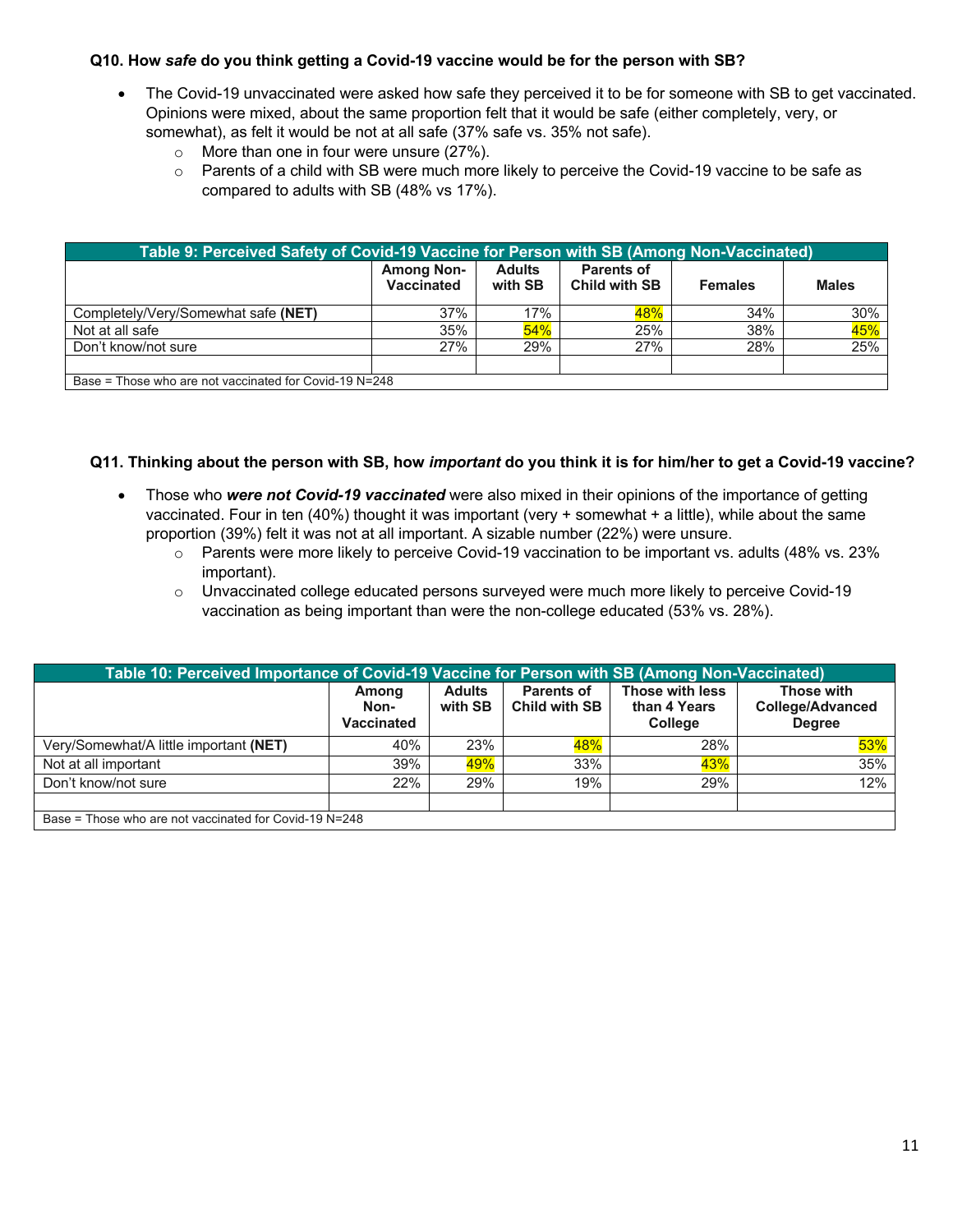**Q10. How *safe* do you think getting a Covid-19 vaccine would be for the person with SB?**

- The Covid-19 unvaccinated were asked how safe they perceived it to be for someone with SB to get vaccinated. Opinions were mixed, about the same proportion felt that it would be safe (either completely, very, or somewhat), as felt it would be not at all safe (37% safe vs. 35% not safe).
  - More than one in four were unsure (27%).
  - Parents of a child with SB were much more likely to perceive the Covid-19 vaccine to be safe as compared to adults with SB (48% vs 17%).

| Table 9: Perceived Safety of Covid-19 Vaccine for Person with SB (Among Non-Vaccinated) | | | | | |
|---|---|---|---|---|---|
| | Among Non-Vaccinated | Adults with SB | Parents of Child with SB | Females | Males |
| Completely/Very/Somewhat safe **(NET)** | 37% | 17% | 48% | 34% | 30% |
| Not at all safe | 35% | 54% | 25% | 38% | 45% |
| Don't know/not sure | 27% | 29% | 27% | 28% | 25% |
| | | | | | |
| Base = Those who are not vaccinated for Covid-19 N=248 | | | | | |

**Q11. Thinking about the person with SB, how *important* do you think it is for him/her to get a Covid-19 vaccine?**

- Those who ***were not Covid-19 vaccinated*** were also mixed in their opinions of the importance of getting vaccinated. Four in ten (40%) thought it was important (very + somewhat + a little), while about the same proportion (39%) felt it was not at all important. A sizable number (22%) were unsure.
  - Parents were more likely to perceive Covid-19 vaccination to be important vs. adults (48% vs. 23% important).
  - Unvaccinated college educated persons surveyed were much more likely to perceive Covid-19 vaccination as being important than were the non-college educated (53% vs. 28%).

| Table 10: Perceived Importance of Covid-19 Vaccine for Person with SB (Among Non-Vaccinated) | | | | | |
|---|---|---|---|---|---|
| | Among Non-Vaccinated | Adults with SB | Parents of Child with SB | Those with less than 4 Years College | Those with College/Advanced Degree |
| Very/Somewhat/A little important **(NET)** | 40% | 23% | 48% | 28% | 53% |
| Not at all important | 39% | 49% | 33% | 43% | 35% |
| Don't know/not sure | 22% | 29% | 19% | 29% | 12% |
| | | | | | |
| Base = Those who are not vaccinated for Covid-19 N=248 | | | | | |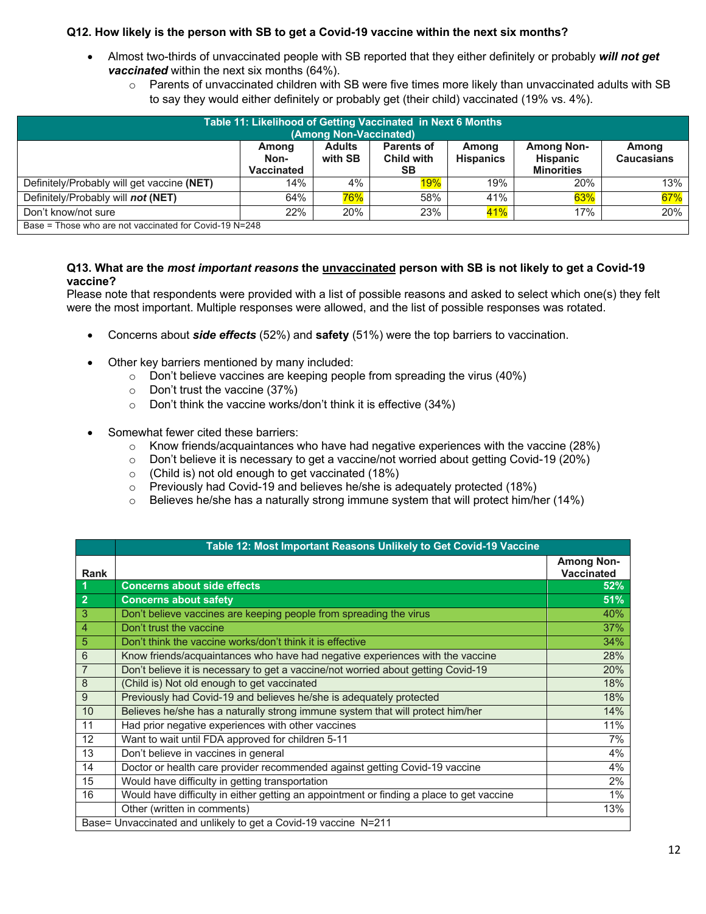**Q12. How likely is the person with SB to get a Covid-19 vaccine within the next six months?**

- Almost two-thirds of unvaccinated people with SB reported that they either definitely or probably ***will not get vaccinated*** within the next six months (64%).
  - Parents of unvaccinated children with SB were five times more likely than unvaccinated adults with SB to say they would either definitely or probably get (their child) vaccinated (19% vs. 4%).

| Table 11: Likelihood of Getting Vaccinated in Next 6 Months (Among Non-Vaccinated) | | | | | | |
|---|---|---|---|---|---|---|
| | Among Non-Vaccinated | Adults with SB | Parents of Child with SB | Among Hispanics | Among Non-Hispanic Minorities | Among Caucasians |
| Definitely/Probably will get vaccine **(NET)** | 14% | 4% | 19% | 19% | 20% | 13% |
| Definitely/Probably will ***not*** **(NET)** | 64% | 76% | 58% | 41% | 63% | 67% |
| Don't know/not sure | 22% | 20% | 23% | 41% | 17% | 20% |
| Base = Those who are not vaccinated for Covid-19 N=248 | | | | | | |

**Q13. What are the *most important reasons* the unvaccinated person with SB is not likely to get a Covid-19 vaccine?**

Please note that respondents were provided with a list of possible reasons and asked to select which one(s) they felt were the most important. Multiple responses were allowed, and the list of possible responses was rotated.

- Concerns about ***side effects*** (52%) and **safety** (51%) were the top barriers to vaccination.

- Other key barriers mentioned by many included:
  - Don't believe vaccines are keeping people from spreading the virus (40%)
  - Don't trust the vaccine (37%)
  - Don't think the vaccine works/don't think it is effective (34%)

- Somewhat fewer cited these barriers:
  - Know friends/acquaintances who have had negative experiences with the vaccine (28%)
  - Don't believe it is necessary to get a vaccine/not worried about getting Covid-19 (20%)
  - (Child is) not old enough to get vaccinated (18%)
  - Previously had Covid-19 and believes he/she is adequately protected (18%)
  - Believes he/she has a naturally strong immune system that will protect him/her (14%)

| | Table 12: Most Important Reasons Unlikely to Get Covid-19 Vaccine | |
|---|---|---|
| Rank | | Among Non-Vaccinated |
| 1 | **Concerns about side effects** | **52%** |
| 2 | **Concerns about safety** | **51%** |
| 3 | Don't believe vaccines are keeping people from spreading the virus | 40% |
| 4 | Don't trust the vaccine | 37% |
| 5 | Don't think the vaccine works/don't think it is effective | 34% |
| 6 | Know friends/acquaintances who have had negative experiences with the vaccine | 28% |
| 7 | Don't believe it is necessary to get a vaccine/not worried about getting Covid-19 | 20% |
| 8 | (Child is) Not old enough to get vaccinated | 18% |
| 9 | Previously had Covid-19 and believes he/she is adequately protected | 18% |
| 10 | Believes he/she has a naturally strong immune system that will protect him/her | 14% |
| 11 | Had prior negative experiences with other vaccines | 11% |
| 12 | Want to wait until FDA approved for children 5-11 | 7% |
| 13 | Don't believe in vaccines in general | 4% |
| 14 | Doctor or health care provider recommended against getting Covid-19 vaccine | 4% |
| 15 | Would have difficulty in getting transportation | 2% |
| 16 | Would have difficulty in either getting an appointment or finding a place to get vaccine | 1% |
| | Other (written in comments) | 13% |
| Base= Unvaccinated and unlikely to get a Covid-19 vaccine N=211 | | |